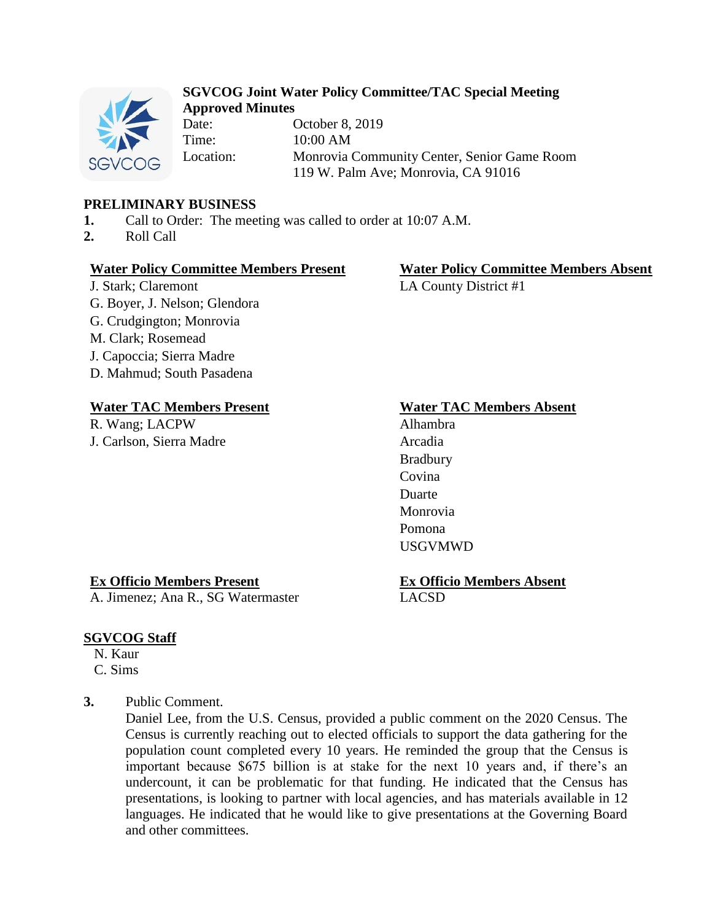# SGVCOG Joint Water Policy Committee/TAC Special Meeting Approved Minutes

Date: October 8, 2019
Time: 10:00 AM
Location: Monrovia Community Center, Senior Game Room
119 W. Palm Ave; Monrovia, CA 91016

## PRELIMINARY BUSINESS

1. Call to Order: The meeting was called to order at 10:07 A.M.
2. Roll Call

**Water Policy Committee Members Present**
J. Stark; Claremont
G. Boyer, J. Nelson; Glendora
G. Crudgington; Monrovia
M. Clark; Rosemead
J. Capoccia; Sierra Madre
D. Mahmud; South Pasadena

**Water Policy Committee Members Absent**
LA County District #1

**Water TAC Members Present**
R. Wang; LACPW
J. Carlson, Sierra Madre

**Water TAC Members Absent**
Alhambra
Arcadia
Bradbury
Covina
Duarte
Monrovia
Pomona
USGVMWD

**Ex Officio Members Present**
A. Jimenez; Ana R., SG Watermaster

**Ex Officio Members Absent**
LACSD

**SGVCOG Staff**
N. Kaur
C. Sims

3. Public Comment.
Daniel Lee, from the U.S. Census, provided a public comment on the 2020 Census. The Census is currently reaching out to elected officials to support the data gathering for the population count completed every 10 years. He reminded the group that the Census is important because $675 billion is at stake for the next 10 years and, if there's an undercount, it can be problematic for that funding. He indicated that the Census has presentations, is looking to partner with local agencies, and has materials available in 12 languages. He indicated that he would like to give presentations at the Governing Board and other committees.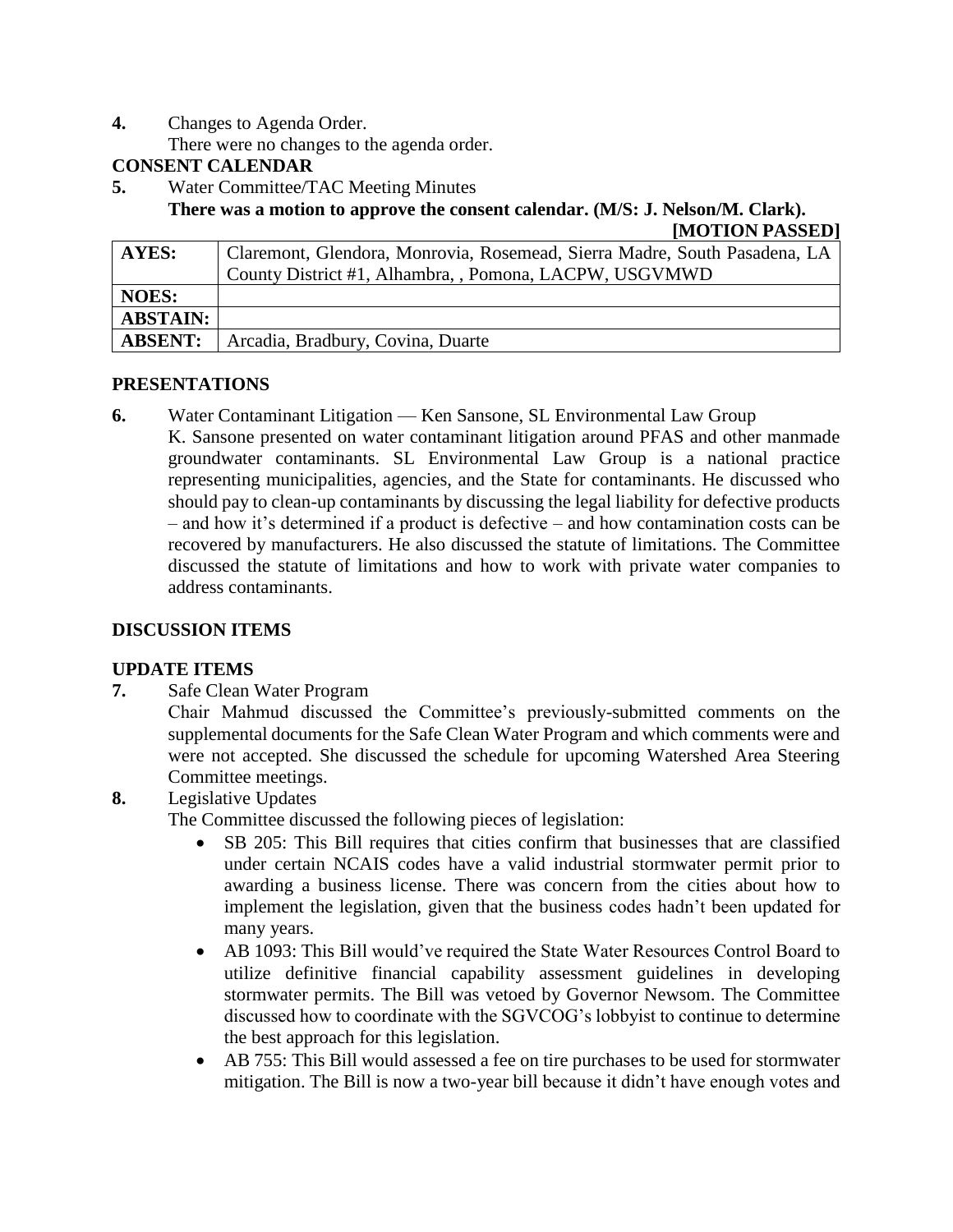**4.** Changes to Agenda Order.

There were no changes to the agenda order.

**CONSENT CALENDAR**

**5.** Water Committee/TAC Meeting Minutes

**There was a motion to approve the consent calendar. (M/S: J. Nelson/M. Clark).**

**[MOTION PASSED]**

| **AYES:** | Claremont, Glendora, Monrovia, Rosemead, Sierra Madre, South Pasadena, LA County District #1, Alhambra, , Pomona, LACPW, USGVMWD |
|---|---|
| **NOES:** | |
| **ABSTAIN:** | |
| **ABSENT:** | Arcadia, Bradbury, Covina, Duarte |

**PRESENTATIONS**

**6.** Water Contaminant Litigation — Ken Sansone, SL Environmental Law Group

K. Sansone presented on water contaminant litigation around PFAS and other manmade groundwater contaminants. SL Environmental Law Group is a national practice representing municipalities, agencies, and the State for contaminants. He discussed who should pay to clean-up contaminants by discussing the legal liability for defective products – and how it's determined if a product is defective – and how contamination costs can be recovered by manufacturers. He also discussed the statute of limitations. The Committee discussed the statute of limitations and how to work with private water companies to address contaminants.

**DISCUSSION ITEMS**

**UPDATE ITEMS**

**7.** Safe Clean Water Program

Chair Mahmud discussed the Committee's previously-submitted comments on the supplemental documents for the Safe Clean Water Program and which comments were and were not accepted. She discussed the schedule for upcoming Watershed Area Steering Committee meetings.

**8.** Legislative Updates

The Committee discussed the following pieces of legislation:

- SB 205: This Bill requires that cities confirm that businesses that are classified under certain NCAIS codes have a valid industrial stormwater permit prior to awarding a business license. There was concern from the cities about how to implement the legislation, given that the business codes hadn't been updated for many years.
- AB 1093: This Bill would've required the State Water Resources Control Board to utilize definitive financial capability assessment guidelines in developing stormwater permits. The Bill was vetoed by Governor Newsom. The Committee discussed how to coordinate with the SGVCOG's lobbyist to continue to determine the best approach for this legislation.
- AB 755: This Bill would assessed a fee on tire purchases to be used for stormwater mitigation. The Bill is now a two-year bill because it didn't have enough votes and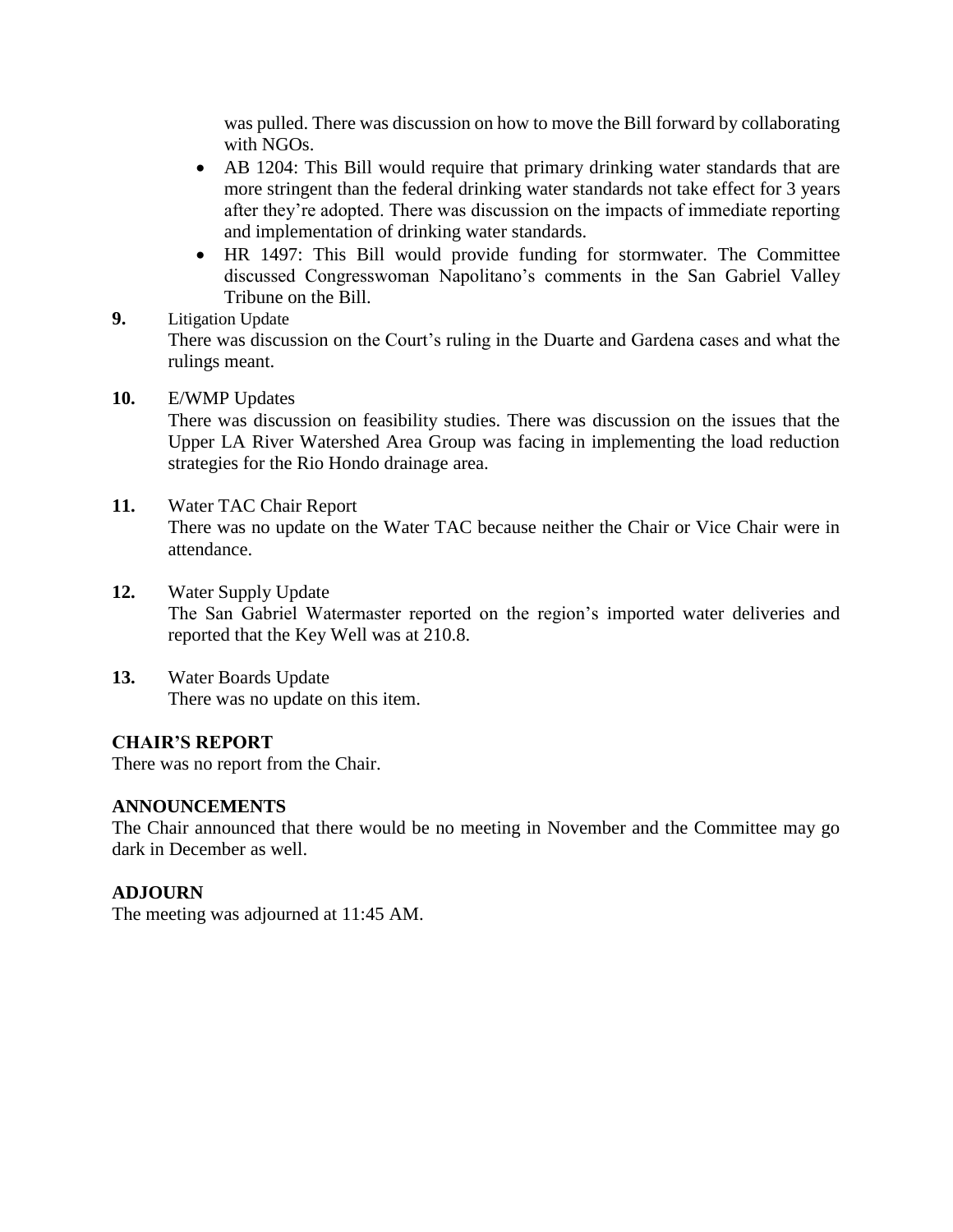was pulled. There was discussion on how to move the Bill forward by collaborating with NGOs.

- AB 1204: This Bill would require that primary drinking water standards that are more stringent than the federal drinking water standards not take effect for 3 years after they're adopted. There was discussion on the impacts of immediate reporting and implementation of drinking water standards.
- HR 1497: This Bill would provide funding for stormwater. The Committee discussed Congresswoman Napolitano's comments in the San Gabriel Valley Tribune on the Bill.

**9.** Litigation Update

There was discussion on the Court's ruling in the Duarte and Gardena cases and what the rulings meant.

**10.** E/WMP Updates

There was discussion on feasibility studies. There was discussion on the issues that the Upper LA River Watershed Area Group was facing in implementing the load reduction strategies for the Rio Hondo drainage area.

**11.** Water TAC Chair Report

There was no update on the Water TAC because neither the Chair or Vice Chair were in attendance.

**12.** Water Supply Update

The San Gabriel Watermaster reported on the region's imported water deliveries and reported that the Key Well was at 210.8.

**13.** Water Boards Update

There was no update on this item.

**CHAIR'S REPORT**

There was no report from the Chair.

**ANNOUNCEMENTS**

The Chair announced that there would be no meeting in November and the Committee may go dark in December as well.

**ADJOURN**

The meeting was adjourned at 11:45 AM.